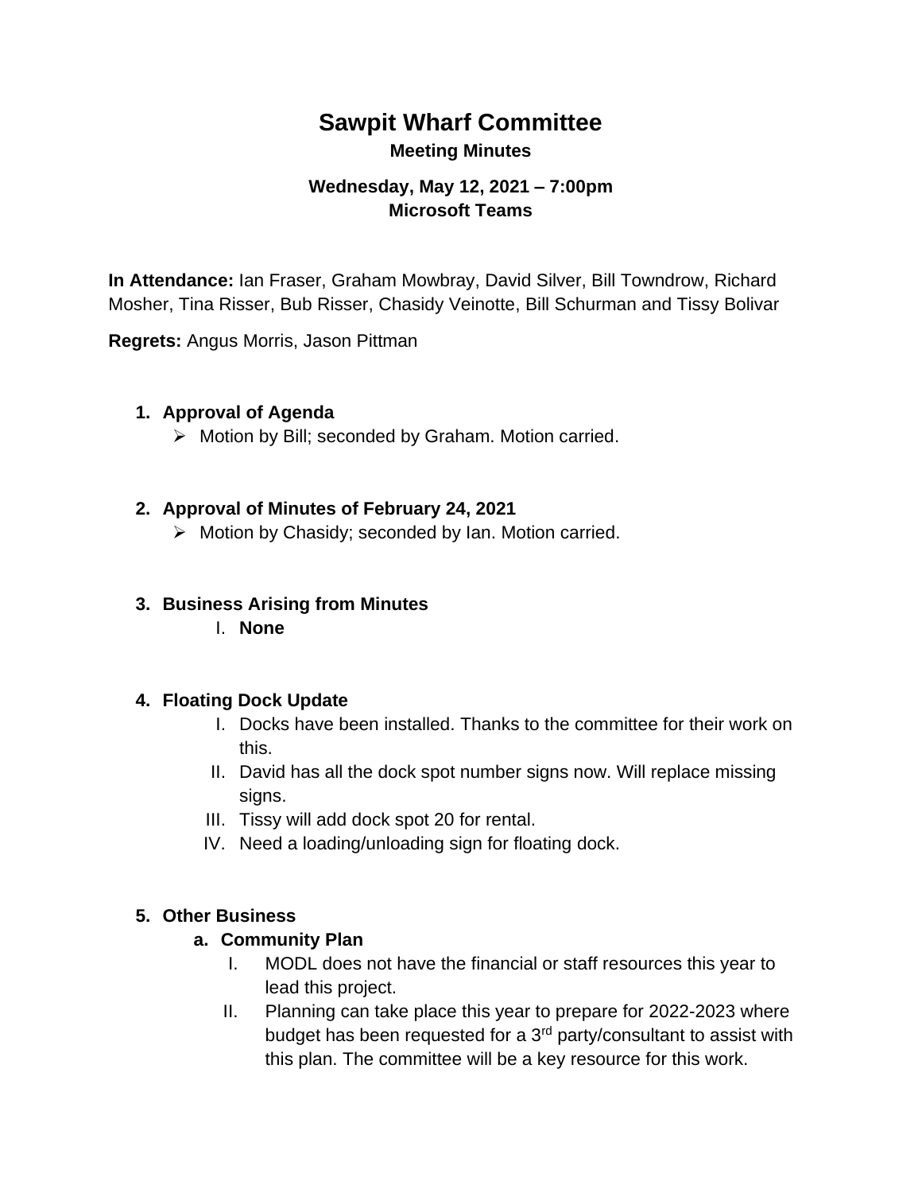# Sawpit Wharf Committee

## Meeting Minutes

### Wednesday, May 12, 2021 – 7:00pm
### Microsoft Teams

**In Attendance:** Ian Fraser, Graham Mowbray, David Silver, Bill Towndrow, Richard Mosher, Tina Risser, Bub Risser, Chasidy Veinotte, Bill Schurman and Tissy Bolivar

**Regrets:** Angus Morris, Jason Pittman

1. **Approval of Agenda**
   - Motion by Bill; seconded by Graham. Motion carried.

2. **Approval of Minutes of February 24, 2021**
   - Motion by Chasidy; seconded by Ian. Motion carried.

3. **Business Arising from Minutes**
   I. **None**

4. **Floating Dock Update**
   I. Docks have been installed. Thanks to the committee for their work on this.
   II. David has all the dock spot number signs now. Will replace missing signs.
   III. Tissy will add dock spot 20 for rental.
   IV. Need a loading/unloading sign for floating dock.

5. **Other Business**
   a. **Community Plan**
      I. MODL does not have the financial or staff resources this year to lead this project.
      II. Planning can take place this year to prepare for 2022-2023 where budget has been requested for a 3rd party/consultant to assist with this plan. The committee will be a key resource for this work.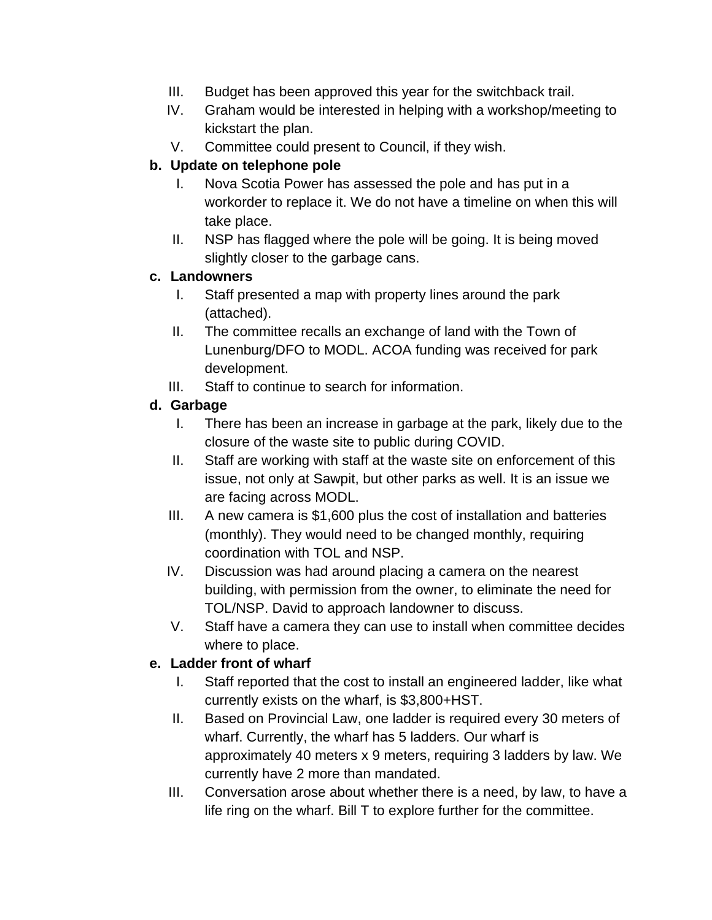III. Budget has been approved this year for the switchback trail.
IV. Graham would be interested in helping with a workshop/meeting to kickstart the plan.
V. Committee could present to Council, if they wish.

**b. Update on telephone pole**

I. Nova Scotia Power has assessed the pole and has put in a workorder to replace it. We do not have a timeline on when this will take place.
II. NSP has flagged where the pole will be going. It is being moved slightly closer to the garbage cans.

**c. Landowners**

I. Staff presented a map with property lines around the park (attached).
II. The committee recalls an exchange of land with the Town of Lunenburg/DFO to MODL. ACOA funding was received for park development.
III. Staff to continue to search for information.

**d. Garbage**

I. There has been an increase in garbage at the park, likely due to the closure of the waste site to public during COVID.
II. Staff are working with staff at the waste site on enforcement of this issue, not only at Sawpit, but other parks as well. It is an issue we are facing across MODL.
III. A new camera is $1,600 plus the cost of installation and batteries (monthly). They would need to be changed monthly, requiring coordination with TOL and NSP.
IV. Discussion was had around placing a camera on the nearest building, with permission from the owner, to eliminate the need for TOL/NSP. David to approach landowner to discuss.
V. Staff have a camera they can use to install when committee decides where to place.

**e. Ladder front of wharf**

I. Staff reported that the cost to install an engineered ladder, like what currently exists on the wharf, is $3,800+HST.
II. Based on Provincial Law, one ladder is required every 30 meters of wharf. Currently, the wharf has 5 ladders. Our wharf is approximately 40 meters x 9 meters, requiring 3 ladders by law. We currently have 2 more than mandated.
III. Conversation arose about whether there is a need, by law, to have a life ring on the wharf. Bill T to explore further for the committee.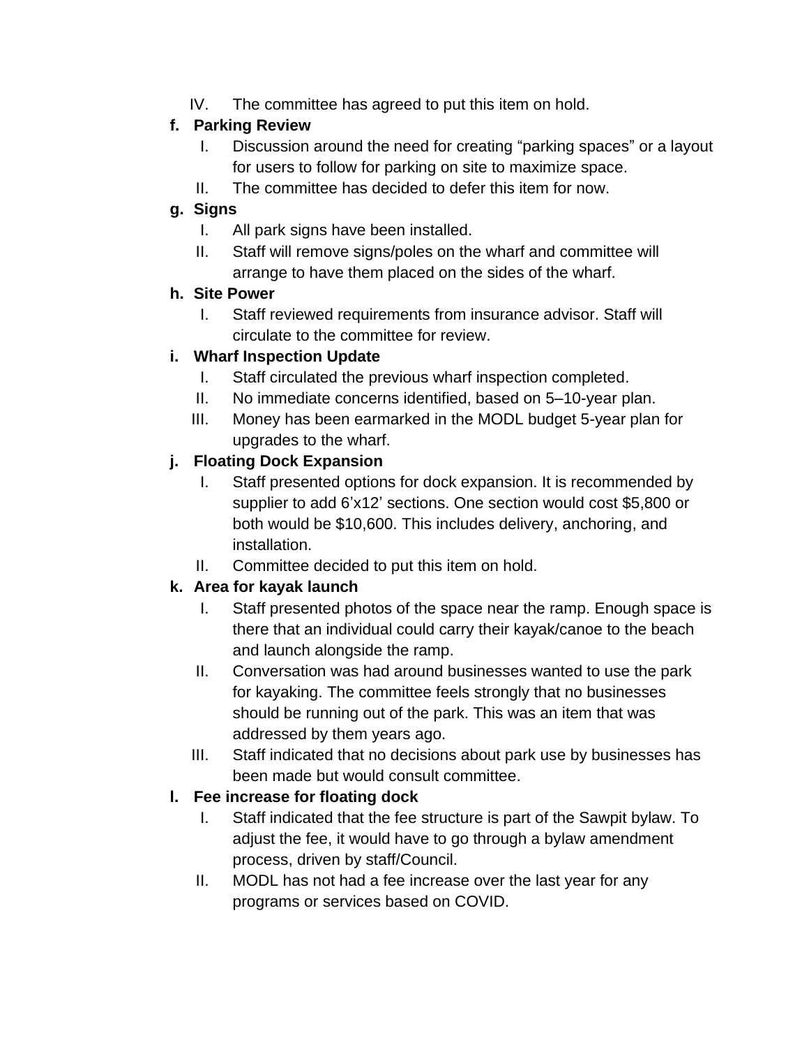IV. The committee has agreed to put this item on hold.

**f. Parking Review**

I. Discussion around the need for creating “parking spaces” or a layout for users to follow for parking on site to maximize space.

II. The committee has decided to defer this item for now.

**g. Signs**

I. All park signs have been installed.

II. Staff will remove signs/poles on the wharf and committee will arrange to have them placed on the sides of the wharf.

**h. Site Power**

I. Staff reviewed requirements from insurance advisor. Staff will circulate to the committee for review.

**i. Wharf Inspection Update**

I. Staff circulated the previous wharf inspection completed.

II. No immediate concerns identified, based on 5–10-year plan.

III. Money has been earmarked in the MODL budget 5-year plan for upgrades to the wharf.

**j. Floating Dock Expansion**

I. Staff presented options for dock expansion. It is recommended by supplier to add 6’x12’ sections. One section would cost $5,800 or both would be $10,600. This includes delivery, anchoring, and installation.

II. Committee decided to put this item on hold.

**k. Area for kayak launch**

I. Staff presented photos of the space near the ramp. Enough space is there that an individual could carry their kayak/canoe to the beach and launch alongside the ramp.

II. Conversation was had around businesses wanted to use the park for kayaking. The committee feels strongly that no businesses should be running out of the park. This was an item that was addressed by them years ago.

III. Staff indicated that no decisions about park use by businesses has been made but would consult committee.

**l. Fee increase for floating dock**

I. Staff indicated that the fee structure is part of the Sawpit bylaw. To adjust the fee, it would have to go through a bylaw amendment process, driven by staff/Council.

II. MODL has not had a fee increase over the last year for any programs or services based on COVID.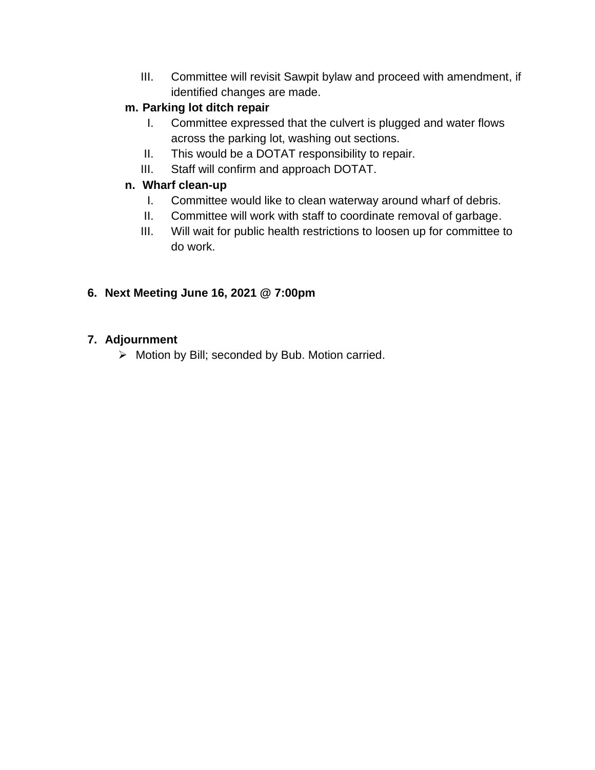III. Committee will revisit Sawpit bylaw and proceed with amendment, if identified changes are made.

**m. Parking lot ditch repair**

I. Committee expressed that the culvert is plugged and water flows across the parking lot, washing out sections.
II. This would be a DOTAT responsibility to repair.
III. Staff will confirm and approach DOTAT.

**n. Wharf clean-up**

I. Committee would like to clean waterway around wharf of debris.
II. Committee will work with staff to coordinate removal of garbage.
III. Will wait for public health restrictions to loosen up for committee to do work.

**6. Next Meeting June 16, 2021 @ 7:00pm**

**7. Adjournment**

- Motion by Bill; seconded by Bub. Motion carried.